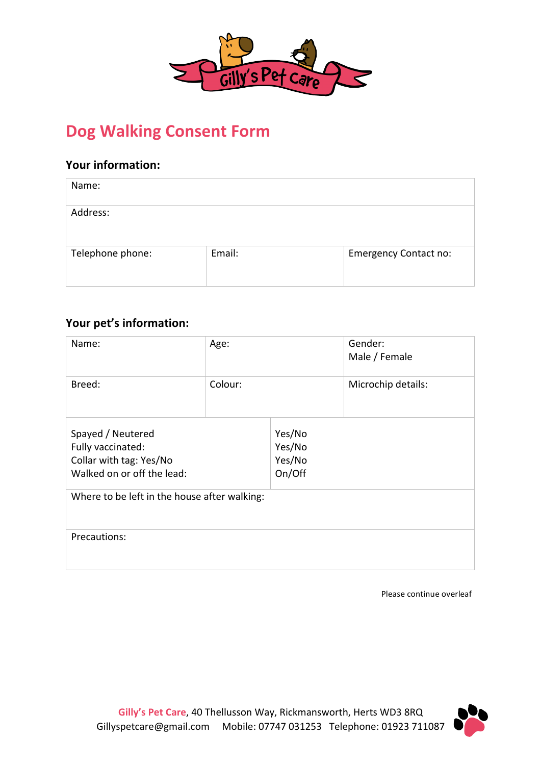Gilly's Pet Care

# Dog Walking Consent Form

## Your information:

| Name: | | |
|---|---|---|
| Address: | | |
| Telephone phone: | Email: | Emergency Contact no: |

## Your pet's information:

| Name: | Age: | Gender: Male / Female |
|---|---|---|
| Breed: | Colour: | Microchip details: |

| | |
|---|---|
| Spayed / Neutered | Yes/No |
| Fully vaccinated: | Yes/No |
| Collar with tag: Yes/No | Yes/No |
| Walked on or off the lead: | On/Off |
| Where to be left in the house after walking: | |
| Precautions: | |

Please continue overleaf

**Gilly's Pet Care**, 40 Thellusson Way, Rickmansworth, Herts WD3 8RQ
Gillyspetcare@gmail.com Mobile: 07747 031253 Telephone: 01923 711087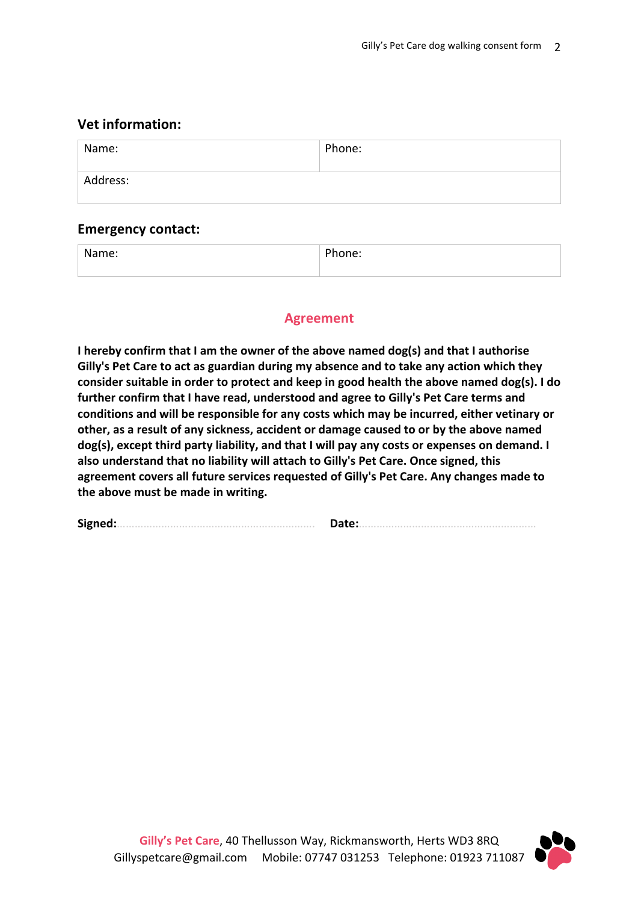### Vet information:

| | |
|---|---|
| Name: | Phone: |
| Address: | |

### Emergency contact:

| | |
|---|---|
| Name: | Phone: |

## Agreement

**I hereby confirm that I am the owner of the above named dog(s) and that I authorise Gilly's Pet Care to act as guardian during my absence and to take any action which they consider suitable in order to protect and keep in good health the above named dog(s). I do further confirm that I have read, understood and agree to Gilly's Pet Care terms and conditions and will be responsible for any costs which may be incurred, either vetinary or other, as a result of any sickness, accident or damage caused to or by the above named dog(s), except third party liability, and that I will pay any costs or expenses on demand. I also understand that no liability will attach to Gilly's Pet Care. Once signed, this agreement covers all future services requested of Gilly's Pet Care. Any changes made to the above must be made in writing.**

**Signed:**............................................................ **Date:**............................................................

**Gilly's Pet Care**, 40 Thellusson Way, Rickmansworth, Herts WD3 8RQ
Gillyspetcare@gmail.com Mobile: 07747 031253 Telephone: 01923 711087